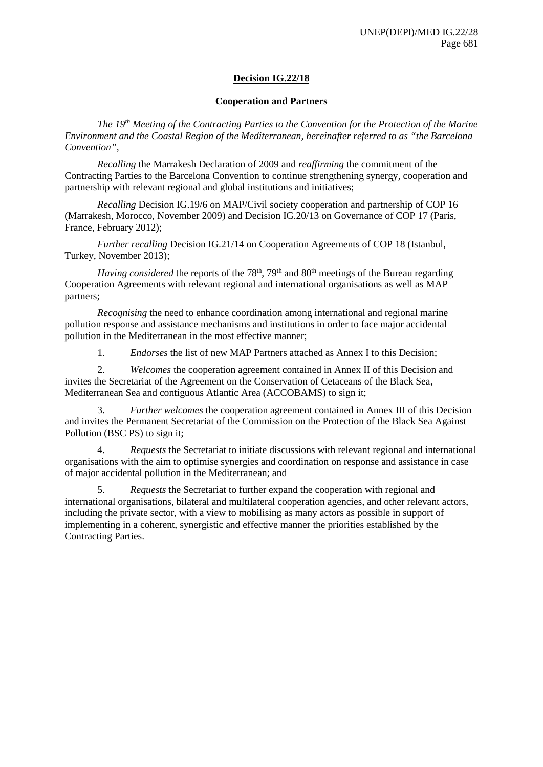# Decision IG.22/18

## Cooperation and Partners

*The 19th Meeting of the Contracting Parties to the Convention for the Protection of the Marine Environment and the Coastal Region of the Mediterranean, hereinafter referred to as "the Barcelona Convention",*

*Recalling* the Marrakesh Declaration of 2009 and *reaffirming* the commitment of the Contracting Parties to the Barcelona Convention to continue strengthening synergy, cooperation and partnership with relevant regional and global institutions and initiatives;

*Recalling* Decision IG.19/6 on MAP/Civil society cooperation and partnership of COP 16 (Marrakesh, Morocco, November 2009) and Decision IG.20/13 on Governance of COP 17 (Paris, France, February 2012);

*Further recalling* Decision IG.21/14 on Cooperation Agreements of COP 18 (Istanbul, Turkey, November 2013);

*Having considered* the reports of the 78th, 79th and 80th meetings of the Bureau regarding Cooperation Agreements with relevant regional and international organisations as well as MAP partners;

*Recognising* the need to enhance coordination among international and regional marine pollution response and assistance mechanisms and institutions in order to face major accidental pollution in the Mediterranean in the most effective manner;

1. *Endorses* the list of new MAP Partners attached as Annex I to this Decision;

2. *Welcomes* the cooperation agreement contained in Annex II of this Decision and invites the Secretariat of the Agreement on the Conservation of Cetaceans of the Black Sea, Mediterranean Sea and contiguous Atlantic Area (ACCOBAMS) to sign it;

3. *Further welcomes* the cooperation agreement contained in Annex III of this Decision and invites the Permanent Secretariat of the Commission on the Protection of the Black Sea Against Pollution (BSC PS) to sign it;

4. *Requests* the Secretariat to initiate discussions with relevant regional and international organisations with the aim to optimise synergies and coordination on response and assistance in case of major accidental pollution in the Mediterranean; and

5. *Requests* the Secretariat to further expand the cooperation with regional and international organisations, bilateral and multilateral cooperation agencies, and other relevant actors, including the private sector, with a view to mobilising as many actors as possible in support of implementing in a coherent, synergistic and effective manner the priorities established by the Contracting Parties.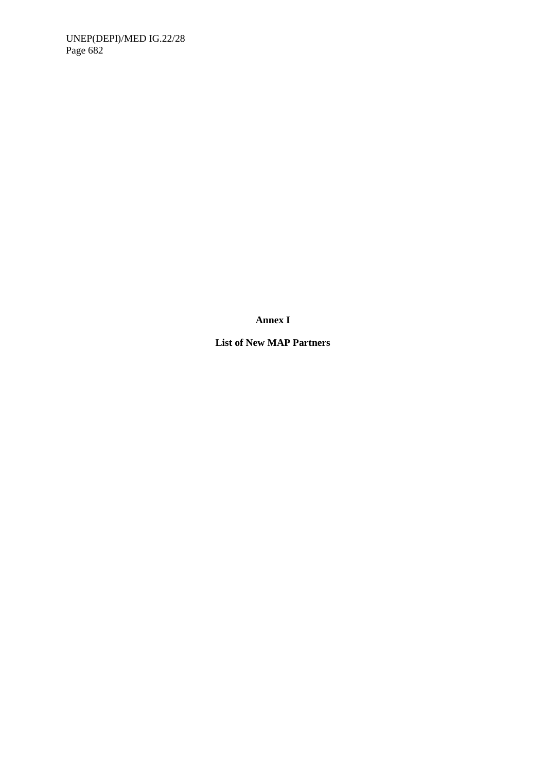**Annex I**

**List of New MAP Partners**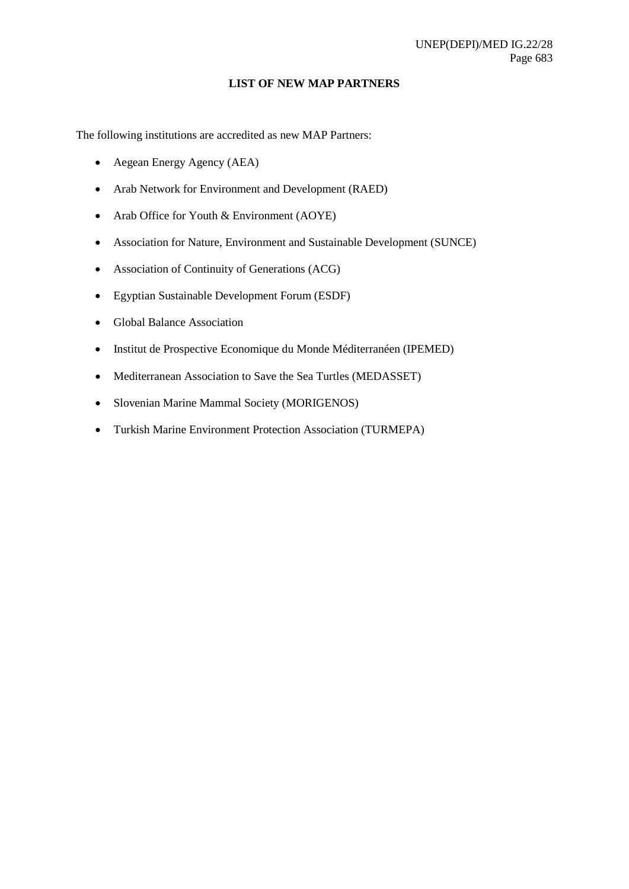## LIST OF NEW MAP PARTNERS

The following institutions are accredited as new MAP Partners:

- Aegean Energy Agency (AEA)
- Arab Network for Environment and Development (RAED)
- Arab Office for Youth & Environment (AOYE)
- Association for Nature, Environment and Sustainable Development (SUNCE)
- Association of Continuity of Generations (ACG)
- Egyptian Sustainable Development Forum (ESDF)
- Global Balance Association
- Institut de Prospective Economique du Monde Méditerranéen (IPEMED)
- Mediterranean Association to Save the Sea Turtles (MEDASSET)
- Slovenian Marine Mammal Society (MORIGENOS)
- Turkish Marine Environment Protection Association (TURMEPA)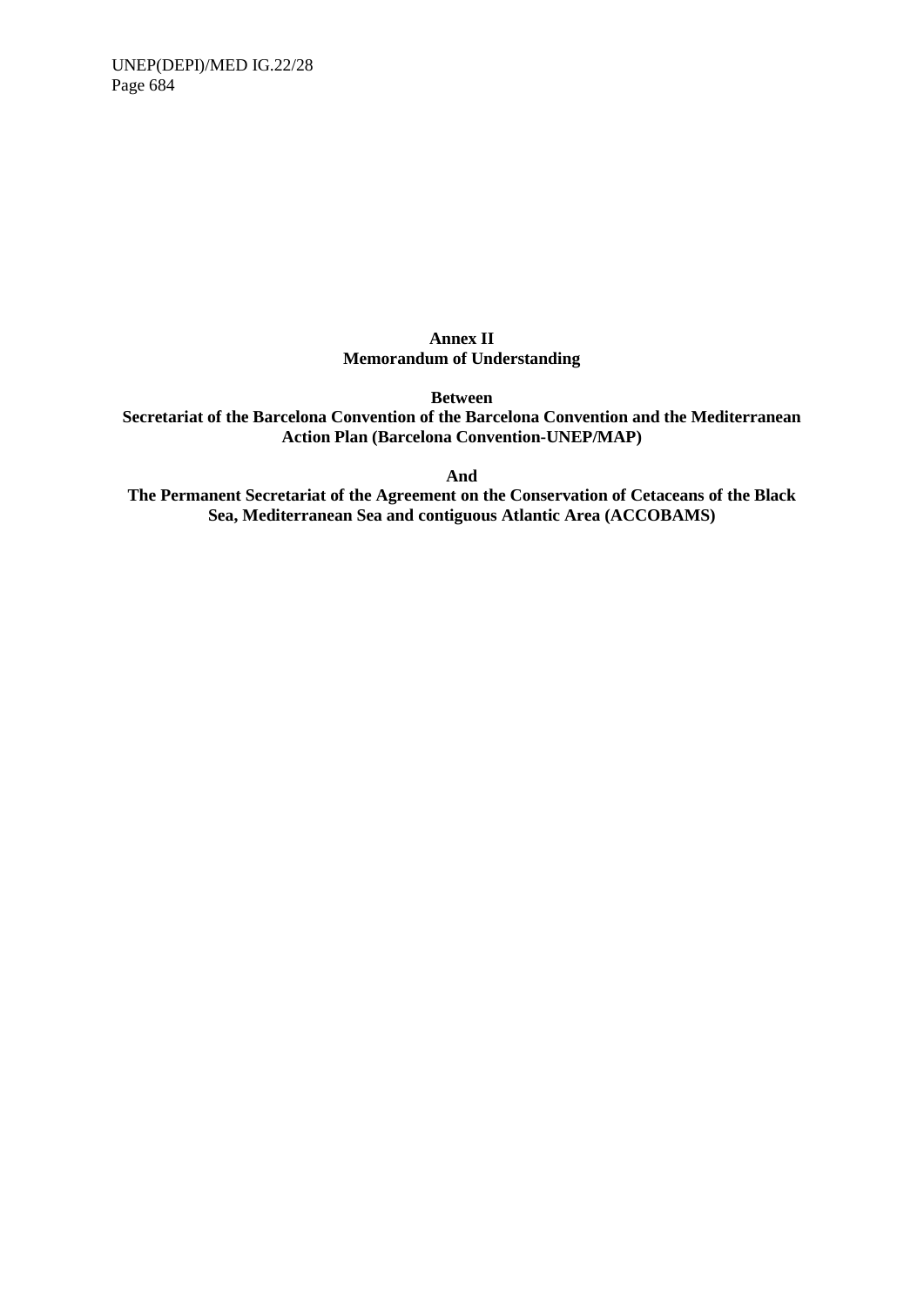**Annex II**
**Memorandum of Understanding**

**Between**
**Secretariat of the Barcelona Convention of the Barcelona Convention and the Mediterranean Action Plan (Barcelona Convention-UNEP/MAP)**

**And**
**The Permanent Secretariat of the Agreement on the Conservation of Cetaceans of the Black Sea, Mediterranean Sea and contiguous Atlantic Area (ACCOBAMS)**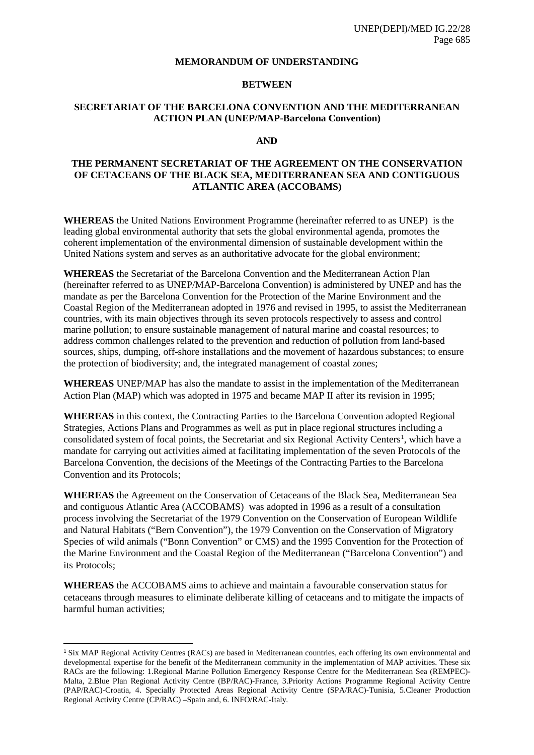**MEMORANDUM OF UNDERSTANDING**

**BETWEEN**

**SECRETARIAT OF THE BARCELONA CONVENTION AND THE MEDITERRANEAN ACTION PLAN (UNEP/MAP-Barcelona Convention)**

**AND**

**THE PERMANENT SECRETARIAT OF THE AGREEMENT ON THE CONSERVATION OF CETACEANS OF THE BLACK SEA, MEDITERRANEAN SEA AND CONTIGUOUS ATLANTIC AREA (ACCOBAMS)**

**WHEREAS** the United Nations Environment Programme (hereinafter referred to as UNEP) is the leading global environmental authority that sets the global environmental agenda, promotes the coherent implementation of the environmental dimension of sustainable development within the United Nations system and serves as an authoritative advocate for the global environment;

**WHEREAS** the Secretariat of the Barcelona Convention and the Mediterranean Action Plan (hereinafter referred to as UNEP/MAP-Barcelona Convention) is administered by UNEP and has the mandate as per the Barcelona Convention for the Protection of the Marine Environment and the Coastal Region of the Mediterranean adopted in 1976 and revised in 1995, to assist the Mediterranean countries, with its main objectives through its seven protocols respectively to assess and control marine pollution; to ensure sustainable management of natural marine and coastal resources; to address common challenges related to the prevention and reduction of pollution from land-based sources, ships, dumping, off-shore installations and the movement of hazardous substances; to ensure the protection of biodiversity; and, the integrated management of coastal zones;

**WHEREAS** UNEP/MAP has also the mandate to assist in the implementation of the Mediterranean Action Plan (MAP) which was adopted in 1975 and became MAP II after its revision in 1995;

**WHEREAS** in this context, the Contracting Parties to the Barcelona Convention adopted Regional Strategies, Actions Plans and Programmes as well as put in place regional structures including a consolidated system of focal points, the Secretariat and six Regional Activity Centers[1], which have a mandate for carrying out activities aimed at facilitating implementation of the seven Protocols of the Barcelona Convention, the decisions of the Meetings of the Contracting Parties to the Barcelona Convention and its Protocols;

**WHEREAS** the Agreement on the Conservation of Cetaceans of the Black Sea, Mediterranean Sea and contiguous Atlantic Area (ACCOBAMS) was adopted in 1996 as a result of a consultation process involving the Secretariat of the 1979 Convention on the Conservation of European Wildlife and Natural Habitats ("Bern Convention"), the 1979 Convention on the Conservation of Migratory Species of wild animals ("Bonn Convention" or CMS) and the 1995 Convention for the Protection of the Marine Environment and the Coastal Region of the Mediterranean ("Barcelona Convention") and its Protocols;

**WHEREAS** the ACCOBAMS aims to achieve and maintain a favourable conservation status for cetaceans through measures to eliminate deliberate killing of cetaceans and to mitigate the impacts of harmful human activities;

---

[1] Six MAP Regional Activity Centres (RACs) are based in Mediterranean countries, each offering its own environmental and developmental expertise for the benefit of the Mediterranean community in the implementation of MAP activities. These six RACs are the following: 1.Regional Marine Pollution Emergency Response Centre for the Mediterranean Sea (REMPEC)-Malta, 2.Blue Plan Regional Activity Centre (BP/RAC)-France, 3.Priority Actions Programme Regional Activity Centre (PAP/RAC)-Croatia, 4. Specially Protected Areas Regional Activity Centre (SPA/RAC)-Tunisia, 5.Cleaner Production Regional Activity Centre (CP/RAC) –Spain and, 6. INFO/RAC-Italy.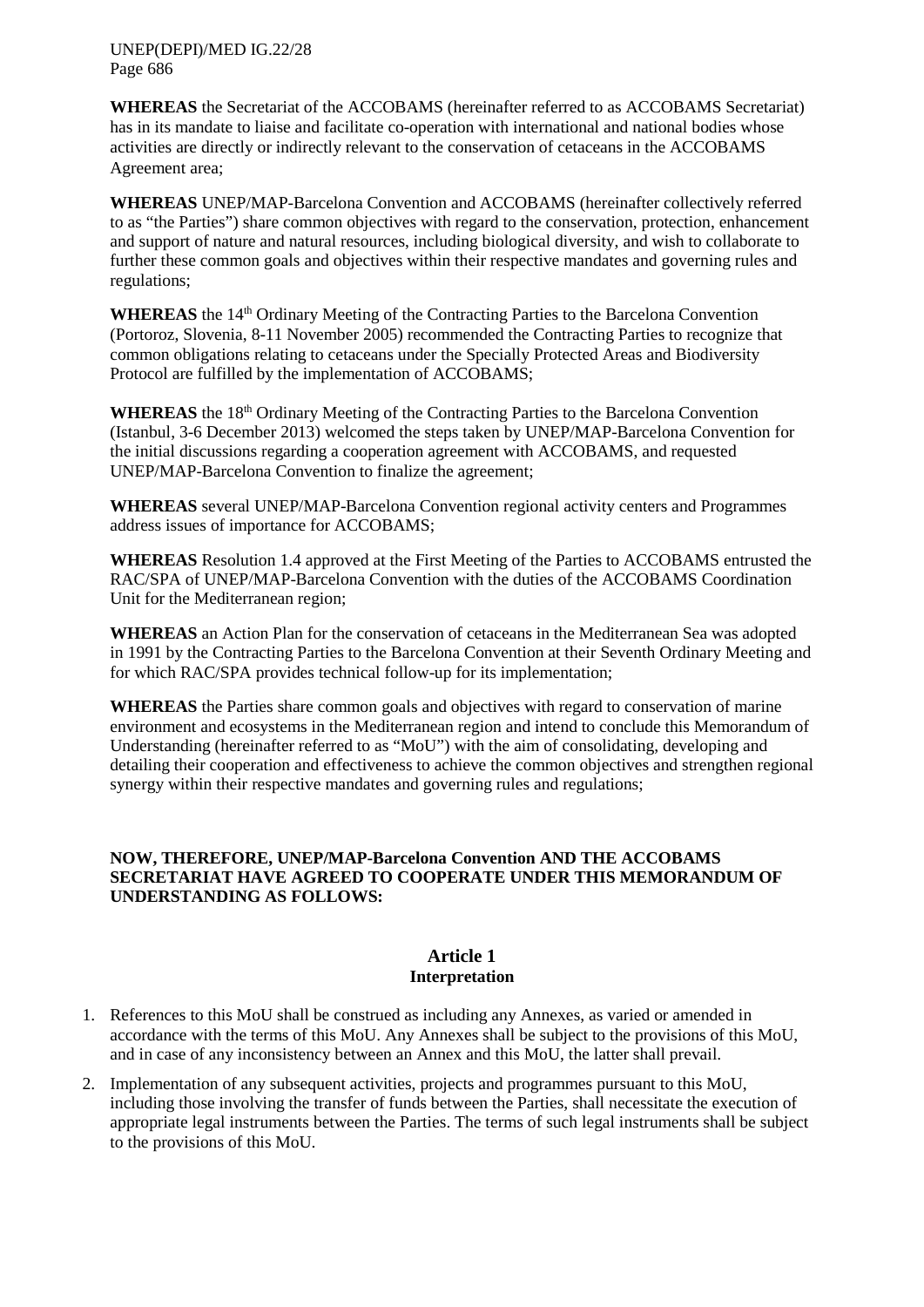**WHEREAS** the Secretariat of the ACCOBAMS (hereinafter referred to as ACCOBAMS Secretariat) has in its mandate to liaise and facilitate co-operation with international and national bodies whose activities are directly or indirectly relevant to the conservation of cetaceans in the ACCOBAMS Agreement area;

**WHEREAS** UNEP/MAP-Barcelona Convention and ACCOBAMS (hereinafter collectively referred to as "the Parties") share common objectives with regard to the conservation, protection, enhancement and support of nature and natural resources, including biological diversity, and wish to collaborate to further these common goals and objectives within their respective mandates and governing rules and regulations;

**WHEREAS** the 14th Ordinary Meeting of the Contracting Parties to the Barcelona Convention (Portoroz, Slovenia, 8-11 November 2005) recommended the Contracting Parties to recognize that common obligations relating to cetaceans under the Specially Protected Areas and Biodiversity Protocol are fulfilled by the implementation of ACCOBAMS;

**WHEREAS** the 18th Ordinary Meeting of the Contracting Parties to the Barcelona Convention (Istanbul, 3-6 December 2013) welcomed the steps taken by UNEP/MAP-Barcelona Convention for the initial discussions regarding a cooperation agreement with ACCOBAMS, and requested UNEP/MAP-Barcelona Convention to finalize the agreement;

**WHEREAS** several UNEP/MAP-Barcelona Convention regional activity centers and Programmes address issues of importance for ACCOBAMS;

**WHEREAS** Resolution 1.4 approved at the First Meeting of the Parties to ACCOBAMS entrusted the RAC/SPA of UNEP/MAP-Barcelona Convention with the duties of the ACCOBAMS Coordination Unit for the Mediterranean region;

**WHEREAS** an Action Plan for the conservation of cetaceans in the Mediterranean Sea was adopted in 1991 by the Contracting Parties to the Barcelona Convention at their Seventh Ordinary Meeting and for which RAC/SPA provides technical follow-up for its implementation;

**WHEREAS** the Parties share common goals and objectives with regard to conservation of marine environment and ecosystems in the Mediterranean region and intend to conclude this Memorandum of Understanding (hereinafter referred to as "MoU") with the aim of consolidating, developing and detailing their cooperation and effectiveness to achieve the common objectives and strengthen regional synergy within their respective mandates and governing rules and regulations;

**NOW, THEREFORE, UNEP/MAP-Barcelona Convention AND THE ACCOBAMS SECRETARIAT HAVE AGREED TO COOPERATE UNDER THIS MEMORANDUM OF UNDERSTANDING AS FOLLOWS:**

## Article 1
## Interpretation

1. References to this MoU shall be construed as including any Annexes, as varied or amended in accordance with the terms of this MoU. Any Annexes shall be subject to the provisions of this MoU, and in case of any inconsistency between an Annex and this MoU, the latter shall prevail.
2. Implementation of any subsequent activities, projects and programmes pursuant to this MoU, including those involving the transfer of funds between the Parties, shall necessitate the execution of appropriate legal instruments between the Parties. The terms of such legal instruments shall be subject to the provisions of this MoU.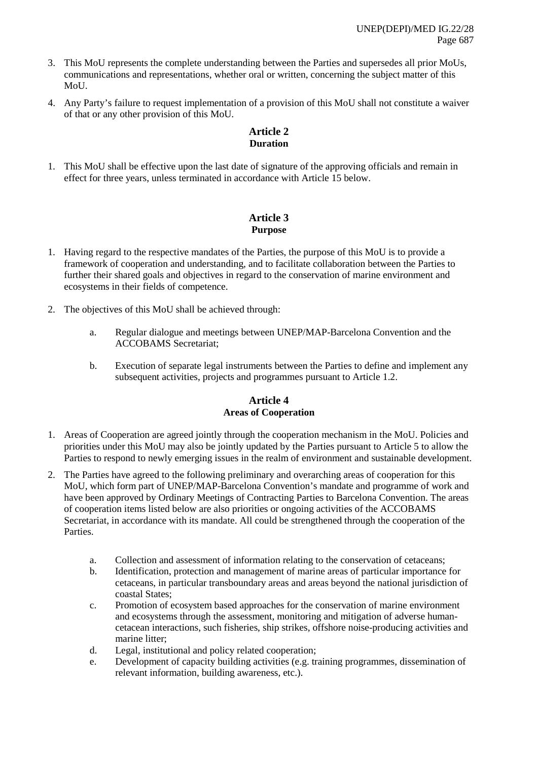3. This MoU represents the complete understanding between the Parties and supersedes all prior MoUs, communications and representations, whether oral or written, concerning the subject matter of this MoU.

4. Any Party's failure to request implementation of a provision of this MoU shall not constitute a waiver of that or any other provision of this MoU.

## Article 2
**Duration**

1. This MoU shall be effective upon the last date of signature of the approving officials and remain in effect for three years, unless terminated in accordance with Article 15 below.

## Article 3
**Purpose**

1. Having regard to the respective mandates of the Parties, the purpose of this MoU is to provide a framework of cooperation and understanding, and to facilitate collaboration between the Parties to further their shared goals and objectives in regard to the conservation of marine environment and ecosystems in their fields of competence.

2. The objectives of this MoU shall be achieved through:

   a. Regular dialogue and meetings between UNEP/MAP-Barcelona Convention and the ACCOBAMS Secretariat;

   b. Execution of separate legal instruments between the Parties to define and implement any subsequent activities, projects and programmes pursuant to Article 1.2.

## Article 4
**Areas of Cooperation**

1. Areas of Cooperation are agreed jointly through the cooperation mechanism in the MoU. Policies and priorities under this MoU may also be jointly updated by the Parties pursuant to Article 5 to allow the Parties to respond to newly emerging issues in the realm of environment and sustainable development.

2. The Parties have agreed to the following preliminary and overarching areas of cooperation for this MoU, which form part of UNEP/MAP-Barcelona Convention's mandate and programme of work and have been approved by Ordinary Meetings of Contracting Parties to Barcelona Convention. The areas of cooperation items listed below are also priorities or ongoing activities of the ACCOBAMS Secretariat, in accordance with its mandate. All could be strengthened through the cooperation of the Parties.

   a. Collection and assessment of information relating to the conservation of cetaceans;
   b. Identification, protection and management of marine areas of particular importance for cetaceans, in particular transboundary areas and areas beyond the national jurisdiction of coastal States;
   c. Promotion of ecosystem based approaches for the conservation of marine environment and ecosystems through the assessment, monitoring and mitigation of adverse human-cetacean interactions, such fisheries, ship strikes, offshore noise-producing activities and marine litter;
   d. Legal, institutional and policy related cooperation;
   e. Development of capacity building activities (e.g. training programmes, dissemination of relevant information, building awareness, etc.).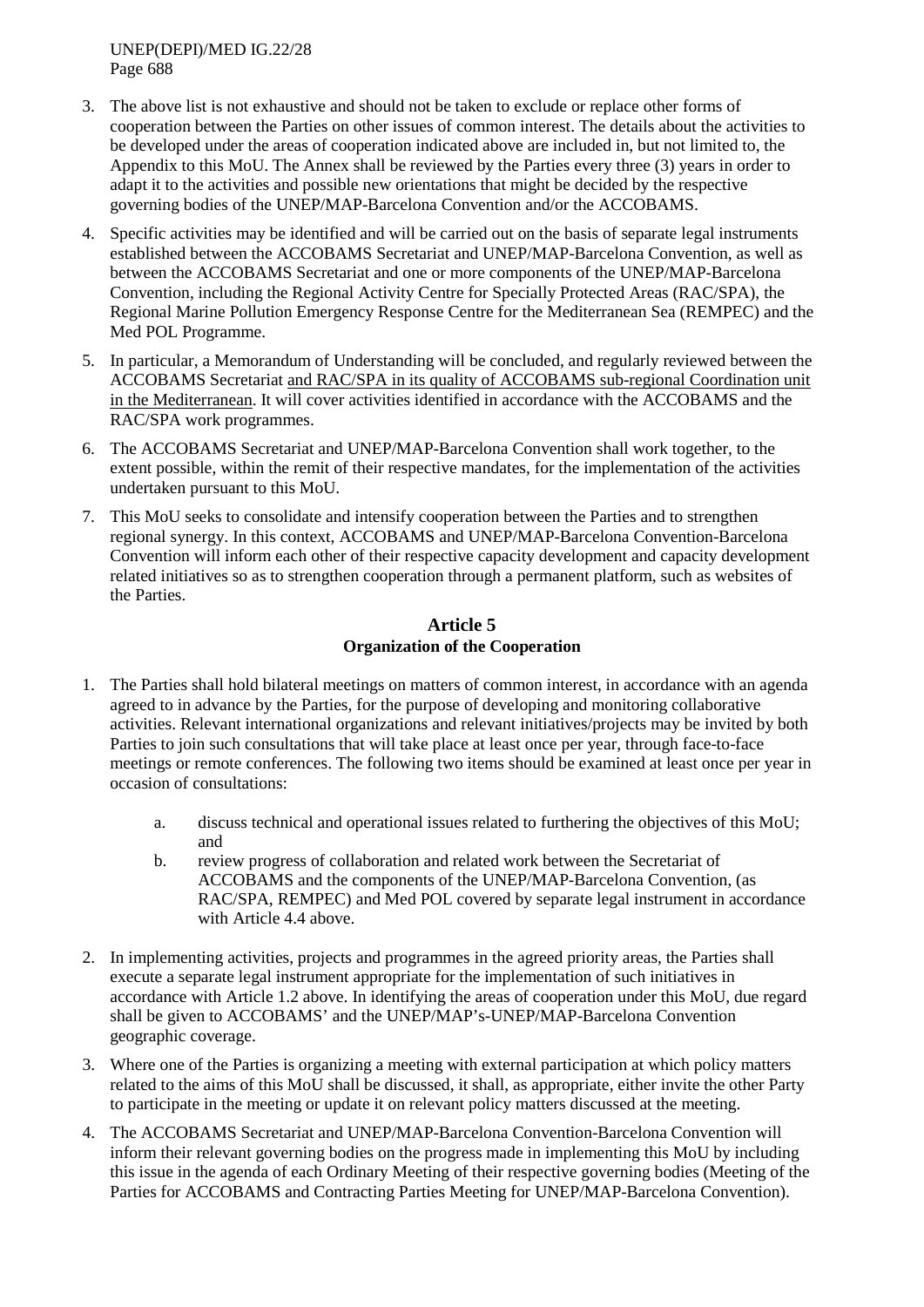3. The above list is not exhaustive and should not be taken to exclude or replace other forms of cooperation between the Parties on other issues of common interest. The details about the activities to be developed under the areas of cooperation indicated above are included in, but not limited to, the Appendix to this MoU. The Annex shall be reviewed by the Parties every three (3) years in order to adapt it to the activities and possible new orientations that might be decided by the respective governing bodies of the UNEP/MAP-Barcelona Convention and/or the ACCOBAMS.

4. Specific activities may be identified and will be carried out on the basis of separate legal instruments established between the ACCOBAMS Secretariat and UNEP/MAP-Barcelona Convention, as well as between the ACCOBAMS Secretariat and one or more components of the UNEP/MAP-Barcelona Convention, including the Regional Activity Centre for Specially Protected Areas (RAC/SPA), the Regional Marine Pollution Emergency Response Centre for the Mediterranean Sea (REMPEC) and the Med POL Programme.

5. In particular, a Memorandum of Understanding will be concluded, and regularly reviewed between the ACCOBAMS Secretariat and RAC/SPA in its quality of ACCOBAMS sub-regional Coordination unit in the Mediterranean. It will cover activities identified in accordance with the ACCOBAMS and the RAC/SPA work programmes.

6. The ACCOBAMS Secretariat and UNEP/MAP-Barcelona Convention shall work together, to the extent possible, within the remit of their respective mandates, for the implementation of the activities undertaken pursuant to this MoU.

7. This MoU seeks to consolidate and intensify cooperation between the Parties and to strengthen regional synergy. In this context, ACCOBAMS and UNEP/MAP-Barcelona Convention-Barcelona Convention will inform each other of their respective capacity development and capacity development related initiatives so as to strengthen cooperation through a permanent platform, such as websites of the Parties.

### Article 5
### Organization of the Cooperation

1. The Parties shall hold bilateral meetings on matters of common interest, in accordance with an agenda agreed to in advance by the Parties, for the purpose of developing and monitoring collaborative activities. Relevant international organizations and relevant initiatives/projects may be invited by both Parties to join such consultations that will take place at least once per year, through face-to-face meetings or remote conferences. The following two items should be examined at least once per year in occasion of consultations:

    a. discuss technical and operational issues related to furthering the objectives of this MoU; and
    b. review progress of collaboration and related work between the Secretariat of ACCOBAMS and the components of the UNEP/MAP-Barcelona Convention, (as RAC/SPA, REMPEC) and Med POL covered by separate legal instrument in accordance with Article 4.4 above.

2. In implementing activities, projects and programmes in the agreed priority areas, the Parties shall execute a separate legal instrument appropriate for the implementation of such initiatives in accordance with Article 1.2 above. In identifying the areas of cooperation under this MoU, due regard shall be given to ACCOBAMS' and the UNEP/MAP's-UNEP/MAP-Barcelona Convention geographic coverage.

3. Where one of the Parties is organizing a meeting with external participation at which policy matters related to the aims of this MoU shall be discussed, it shall, as appropriate, either invite the other Party to participate in the meeting or update it on relevant policy matters discussed at the meeting.

4. The ACCOBAMS Secretariat and UNEP/MAP-Barcelona Convention-Barcelona Convention will inform their relevant governing bodies on the progress made in implementing this MoU by including this issue in the agenda of each Ordinary Meeting of their respective governing bodies (Meeting of the Parties for ACCOBAMS and Contracting Parties Meeting for UNEP/MAP-Barcelona Convention).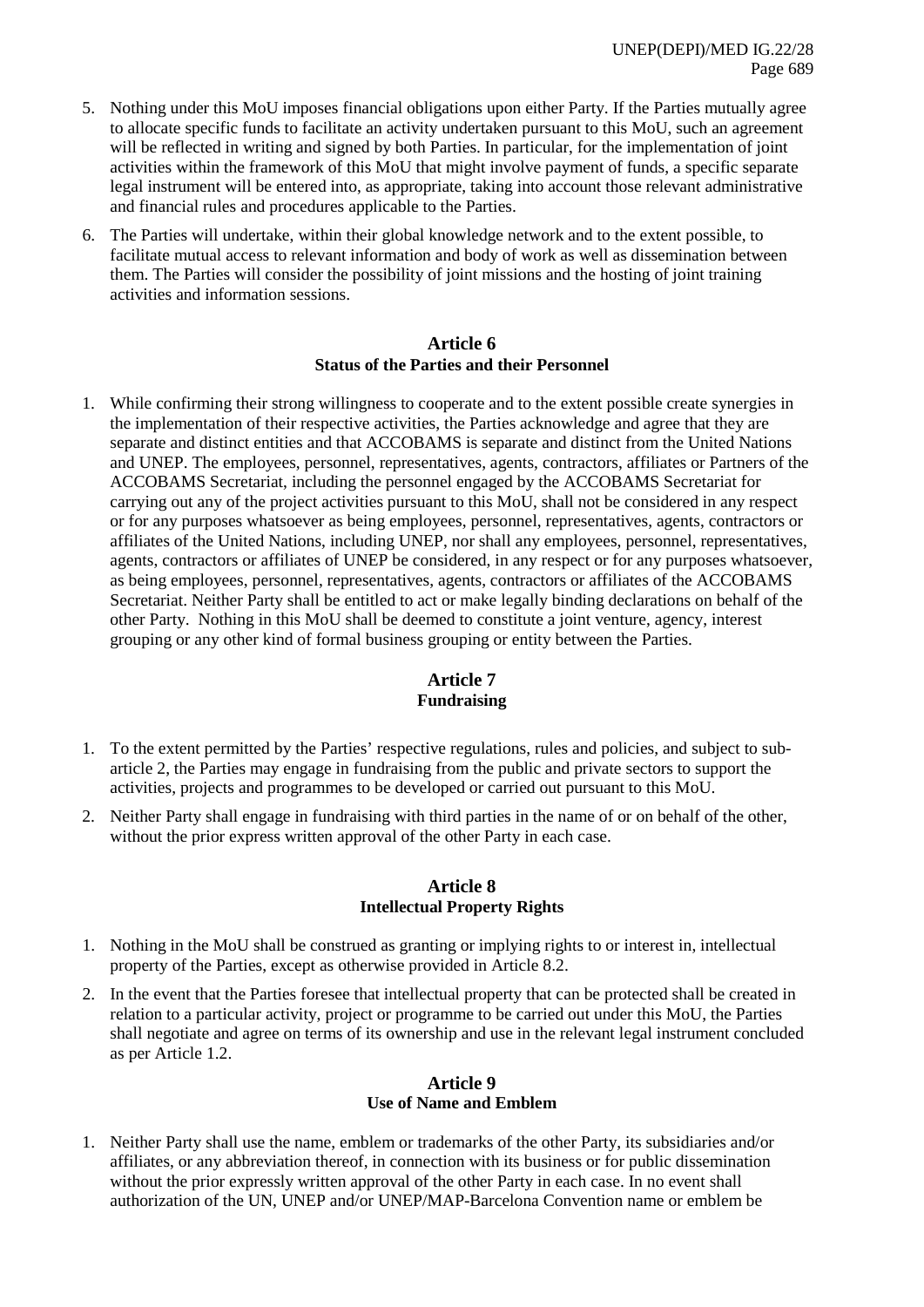5. Nothing under this MoU imposes financial obligations upon either Party. If the Parties mutually agree to allocate specific funds to facilitate an activity undertaken pursuant to this MoU, such an agreement will be reflected in writing and signed by both Parties. In particular, for the implementation of joint activities within the framework of this MoU that might involve payment of funds, a specific separate legal instrument will be entered into, as appropriate, taking into account those relevant administrative and financial rules and procedures applicable to the Parties.

6. The Parties will undertake, within their global knowledge network and to the extent possible, to facilitate mutual access to relevant information and body of work as well as dissemination between them. The Parties will consider the possibility of joint missions and the hosting of joint training activities and information sessions.

### Article 6
### Status of the Parties and their Personnel

1. While confirming their strong willingness to cooperate and to the extent possible create synergies in the implementation of their respective activities, the Parties acknowledge and agree that they are separate and distinct entities and that ACCOBAMS is separate and distinct from the United Nations and UNEP. The employees, personnel, representatives, agents, contractors, affiliates or Partners of the ACCOBAMS Secretariat, including the personnel engaged by the ACCOBAMS Secretariat for carrying out any of the project activities pursuant to this MoU, shall not be considered in any respect or for any purposes whatsoever as being employees, personnel, representatives, agents, contractors or affiliates of the United Nations, including UNEP, nor shall any employees, personnel, representatives, agents, contractors or affiliates of UNEP be considered, in any respect or for any purposes whatsoever, as being employees, personnel, representatives, agents, contractors or affiliates of the ACCOBAMS Secretariat. Neither Party shall be entitled to act or make legally binding declarations on behalf of the other Party. Nothing in this MoU shall be deemed to constitute a joint venture, agency, interest grouping or any other kind of formal business grouping or entity between the Parties.

### Article 7
### Fundraising

1. To the extent permitted by the Parties' respective regulations, rules and policies, and subject to sub-article 2, the Parties may engage in fundraising from the public and private sectors to support the activities, projects and programmes to be developed or carried out pursuant to this MoU.

2. Neither Party shall engage in fundraising with third parties in the name of or on behalf of the other, without the prior express written approval of the other Party in each case.

### Article 8
### Intellectual Property Rights

1. Nothing in the MoU shall be construed as granting or implying rights to or interest in, intellectual property of the Parties, except as otherwise provided in Article 8.2.

2. In the event that the Parties foresee that intellectual property that can be protected shall be created in relation to a particular activity, project or programme to be carried out under this MoU, the Parties shall negotiate and agree on terms of its ownership and use in the relevant legal instrument concluded as per Article 1.2.

### Article 9
### Use of Name and Emblem

1. Neither Party shall use the name, emblem or trademarks of the other Party, its subsidiaries and/or affiliates, or any abbreviation thereof, in connection with its business or for public dissemination without the prior expressly written approval of the other Party in each case. In no event shall authorization of the UN, UNEP and/or UNEP/MAP-Barcelona Convention name or emblem be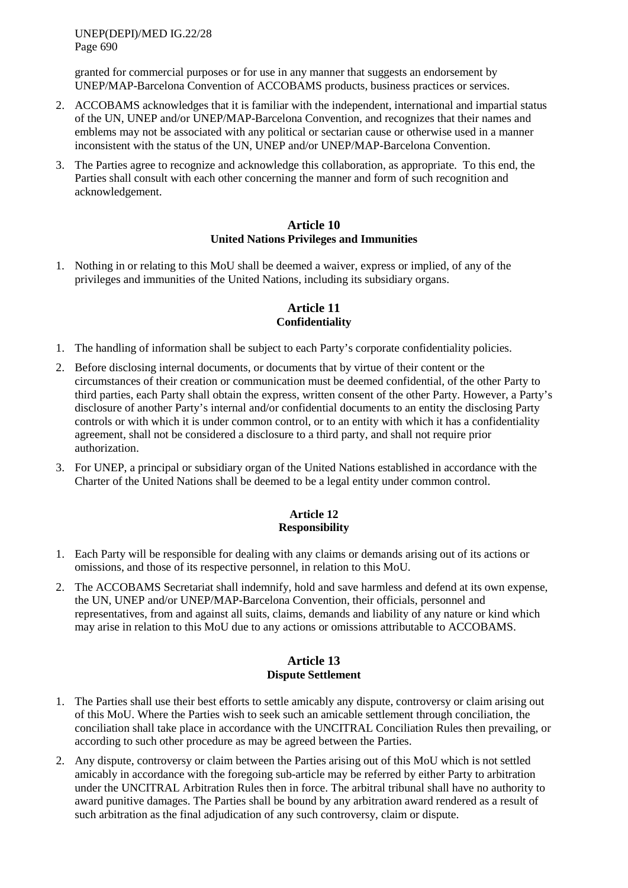granted for commercial purposes or for use in any manner that suggests an endorsement by UNEP/MAP-Barcelona Convention of ACCOBAMS products, business practices or services.

2. ACCOBAMS acknowledges that it is familiar with the independent, international and impartial status of the UN, UNEP and/or UNEP/MAP-Barcelona Convention, and recognizes that their names and emblems may not be associated with any political or sectarian cause or otherwise used in a manner inconsistent with the status of the UN, UNEP and/or UNEP/MAP-Barcelona Convention.
3. The Parties agree to recognize and acknowledge this collaboration, as appropriate. To this end, the Parties shall consult with each other concerning the manner and form of such recognition and acknowledgement.

**Article 10**
**United Nations Privileges and Immunities**

1. Nothing in or relating to this MoU shall be deemed a waiver, express or implied, of any of the privileges and immunities of the United Nations, including its subsidiary organs.

**Article 11**
**Confidentiality**

1. The handling of information shall be subject to each Party's corporate confidentiality policies.
2. Before disclosing internal documents, or documents that by virtue of their content or the circumstances of their creation or communication must be deemed confidential, of the other Party to third parties, each Party shall obtain the express, written consent of the other Party. However, a Party's disclosure of another Party's internal and/or confidential documents to an entity the disclosing Party controls or with which it is under common control, or to an entity with which it has a confidentiality agreement, shall not be considered a disclosure to a third party, and shall not require prior authorization.
3. For UNEP, a principal or subsidiary organ of the United Nations established in accordance with the Charter of the United Nations shall be deemed to be a legal entity under common control.

**Article 12**
**Responsibility**

1. Each Party will be responsible for dealing with any claims or demands arising out of its actions or omissions, and those of its respective personnel, in relation to this MoU.
2. The ACCOBAMS Secretariat shall indemnify, hold and save harmless and defend at its own expense, the UN, UNEP and/or UNEP/MAP-Barcelona Convention, their officials, personnel and representatives, from and against all suits, claims, demands and liability of any nature or kind which may arise in relation to this MoU due to any actions or omissions attributable to ACCOBAMS.

**Article 13**
**Dispute Settlement**

1. The Parties shall use their best efforts to settle amicably any dispute, controversy or claim arising out of this MoU. Where the Parties wish to seek such an amicable settlement through conciliation, the conciliation shall take place in accordance with the UNCITRAL Conciliation Rules then prevailing, or according to such other procedure as may be agreed between the Parties.
2. Any dispute, controversy or claim between the Parties arising out of this MoU which is not settled amicably in accordance with the foregoing sub-article may be referred by either Party to arbitration under the UNCITRAL Arbitration Rules then in force. The arbitral tribunal shall have no authority to award punitive damages. The Parties shall be bound by any arbitration award rendered as a result of such arbitration as the final adjudication of any such controversy, claim or dispute.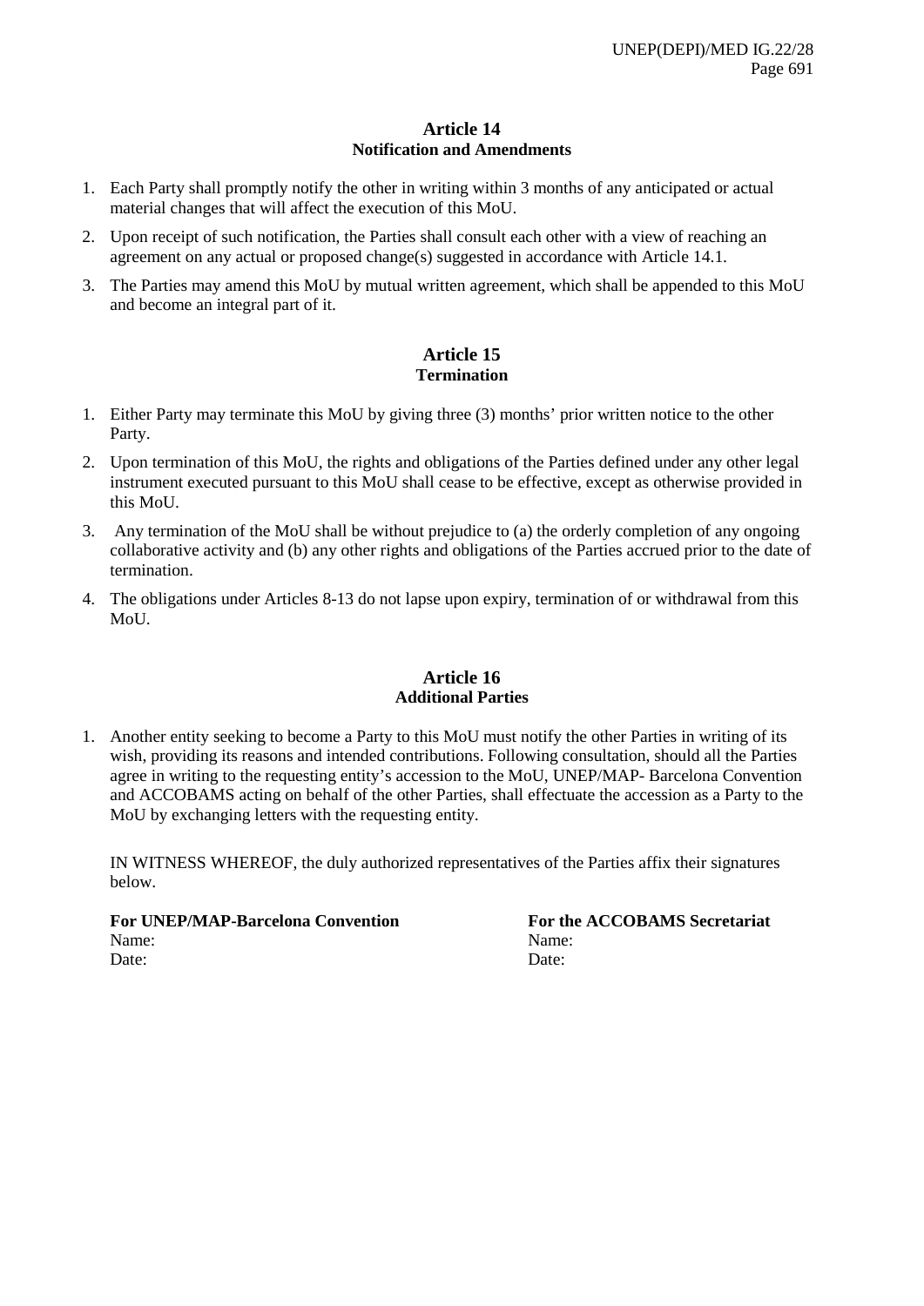### Article 14
### Notification and Amendments

1. Each Party shall promptly notify the other in writing within 3 months of any anticipated or actual material changes that will affect the execution of this MoU.
2. Upon receipt of such notification, the Parties shall consult each other with a view of reaching an agreement on any actual or proposed change(s) suggested in accordance with Article 14.1.
3. The Parties may amend this MoU by mutual written agreement, which shall be appended to this MoU and become an integral part of it.

### Article 15
### Termination

1. Either Party may terminate this MoU by giving three (3) months' prior written notice to the other Party.
2. Upon termination of this MoU, the rights and obligations of the Parties defined under any other legal instrument executed pursuant to this MoU shall cease to be effective, except as otherwise provided in this MoU.
3. Any termination of the MoU shall be without prejudice to (a) the orderly completion of any ongoing collaborative activity and (b) any other rights and obligations of the Parties accrued prior to the date of termination.
4. The obligations under Articles 8-13 do not lapse upon expiry, termination of or withdrawal from this MoU.

### Article 16
### Additional Parties

1. Another entity seeking to become a Party to this MoU must notify the other Parties in writing of its wish, providing its reasons and intended contributions. Following consultation, should all the Parties agree in writing to the requesting entity's accession to the MoU, UNEP/MAP- Barcelona Convention and ACCOBAMS acting on behalf of the other Parties, shall effectuate the accession as a Party to the MoU by exchanging letters with the requesting entity.

IN WITNESS WHEREOF, the duly authorized representatives of the Parties affix their signatures below.

| **For UNEP/MAP-Barcelona Convention** | **For the ACCOBAMS Secretariat** |
|---|---|
| Name: | Name: |
| Date: | Date: |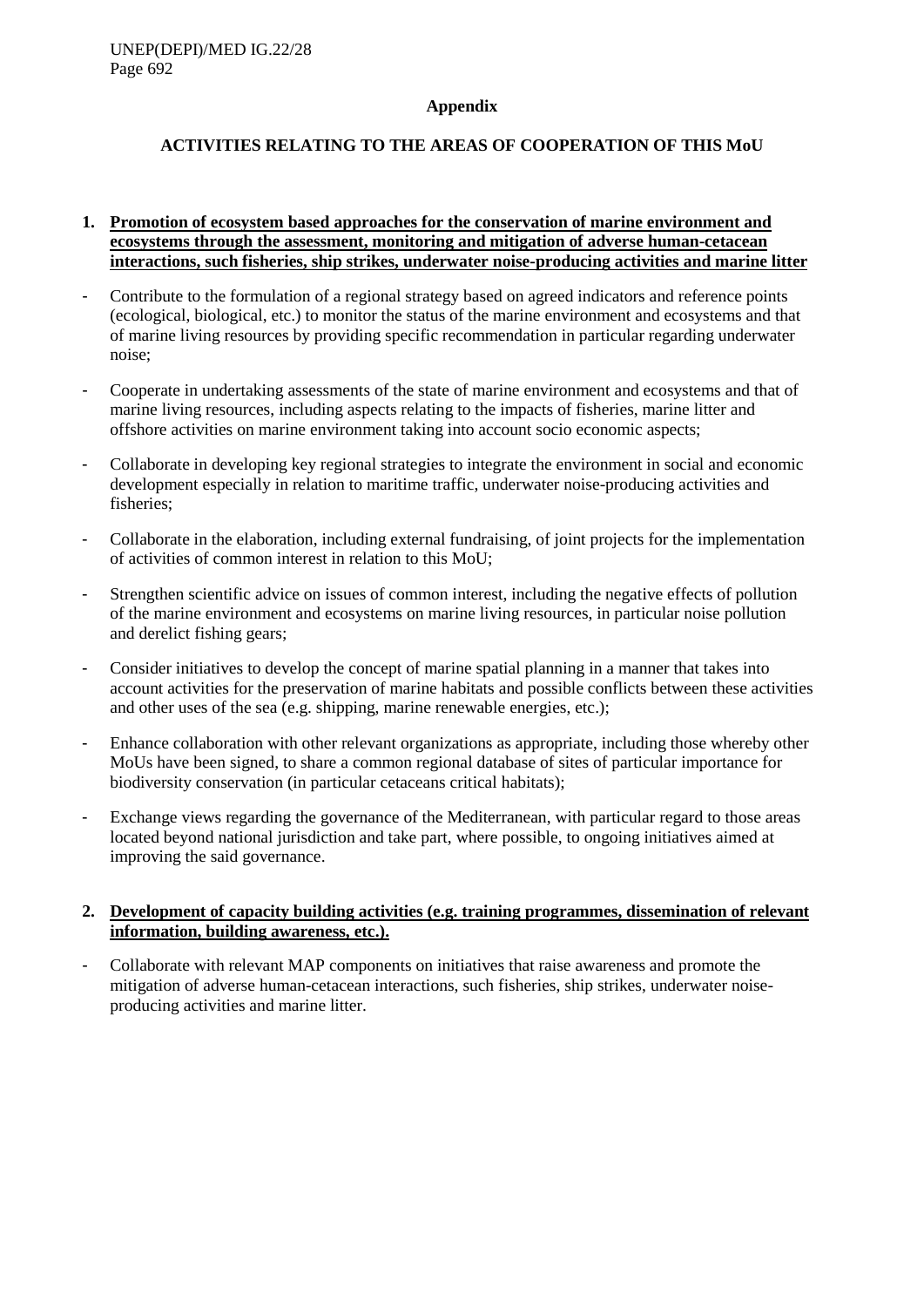**Appendix**

**ACTIVITIES RELATING TO THE AREAS OF COOPERATION OF THIS MoU**

1. **Promotion of ecosystem based approaches for the conservation of marine environment and ecosystems through the assessment, monitoring and mitigation of adverse human-cetacean interactions, such fisheries, ship strikes, underwater noise-producing activities and marine litter**

- Contribute to the formulation of a regional strategy based on agreed indicators and reference points (ecological, biological, etc.) to monitor the status of the marine environment and ecosystems and that of marine living resources by providing specific recommendation in particular regarding underwater noise;
- Cooperate in undertaking assessments of the state of marine environment and ecosystems and that of marine living resources, including aspects relating to the impacts of fisheries, marine litter and offshore activities on marine environment taking into account socio economic aspects;
- Collaborate in developing key regional strategies to integrate the environment in social and economic development especially in relation to maritime traffic, underwater noise-producing activities and fisheries;
- Collaborate in the elaboration, including external fundraising, of joint projects for the implementation of activities of common interest in relation to this MoU;
- Strengthen scientific advice on issues of common interest, including the negative effects of pollution of the marine environment and ecosystems on marine living resources, in particular noise pollution and derelict fishing gears;
- Consider initiatives to develop the concept of marine spatial planning in a manner that takes into account activities for the preservation of marine habitats and possible conflicts between these activities and other uses of the sea (e.g. shipping, marine renewable energies, etc.);
- Enhance collaboration with other relevant organizations as appropriate, including those whereby other MoUs have been signed, to share a common regional database of sites of particular importance for biodiversity conservation (in particular cetaceans critical habitats);
- Exchange views regarding the governance of the Mediterranean, with particular regard to those areas located beyond national jurisdiction and take part, where possible, to ongoing initiatives aimed at improving the said governance.

2. **Development of capacity building activities (e.g. training programmes, dissemination of relevant information, building awareness, etc.).**

- Collaborate with relevant MAP components on initiatives that raise awareness and promote the mitigation of adverse human-cetacean interactions, such fisheries, ship strikes, underwater noise-producing activities and marine litter.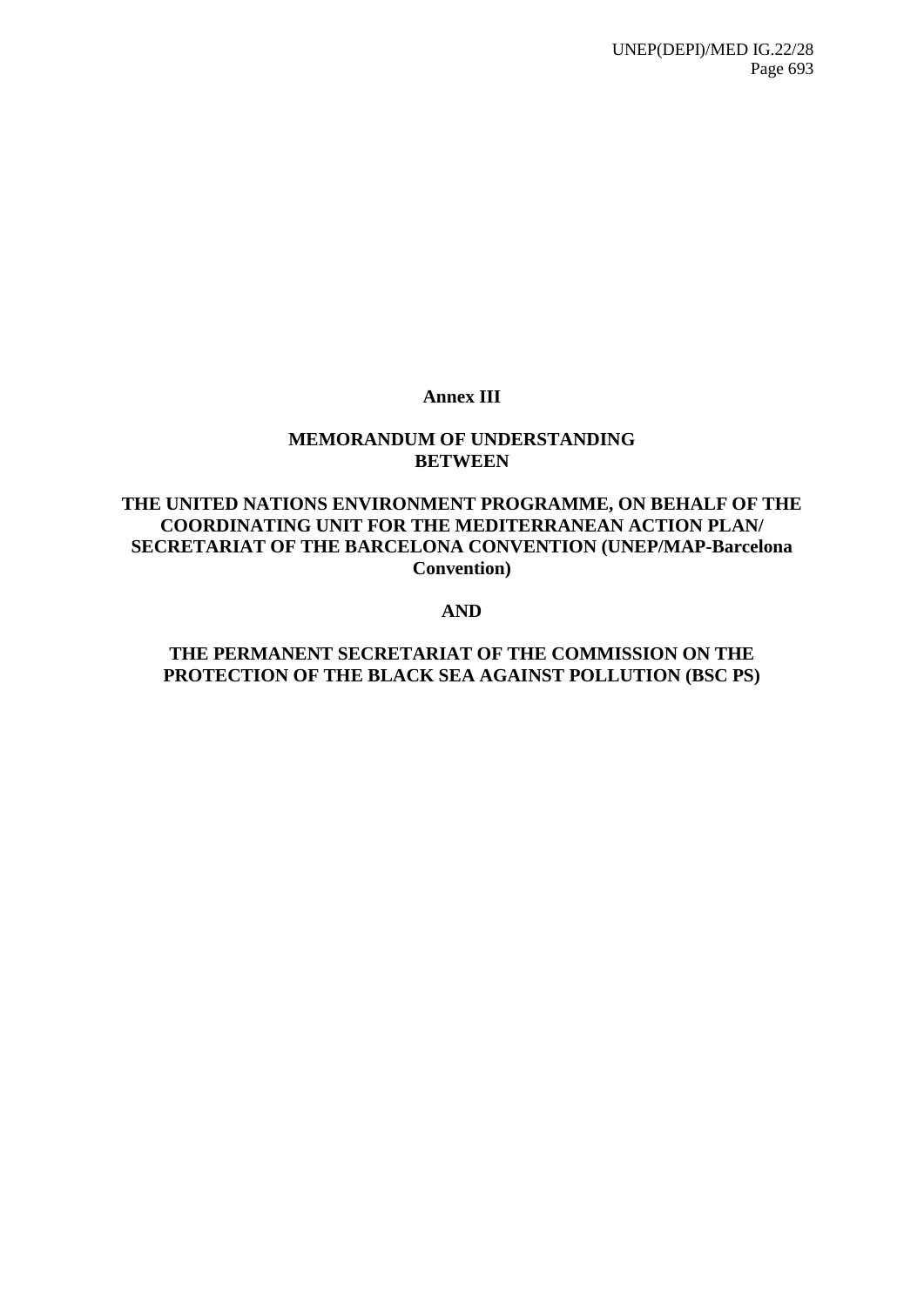# Annex III

## MEMORANDUM OF UNDERSTANDING BETWEEN

## THE UNITED NATIONS ENVIRONMENT PROGRAMME, ON BEHALF OF THE COORDINATING UNIT FOR THE MEDITERRANEAN ACTION PLAN/ SECRETARIAT OF THE BARCELONA CONVENTION (UNEP/MAP-Barcelona Convention)

## AND

## THE PERMANENT SECRETARIAT OF THE COMMISSION ON THE PROTECTION OF THE BLACK SEA AGAINST POLLUTION (BSC PS)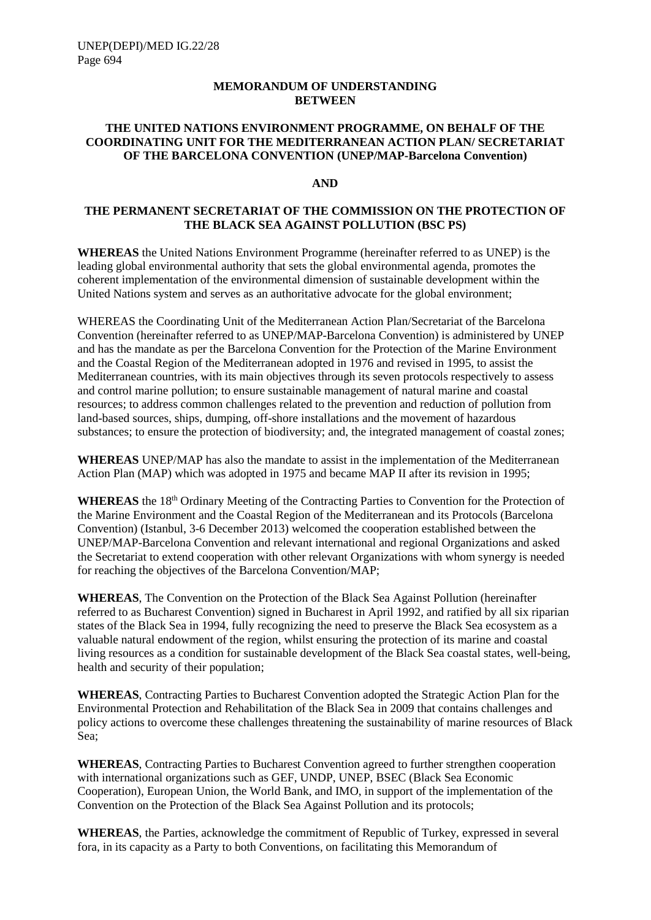**MEMORANDUM OF UNDERSTANDING BETWEEN**

**THE UNITED NATIONS ENVIRONMENT PROGRAMME, ON BEHALF OF THE COORDINATING UNIT FOR THE MEDITERRANEAN ACTION PLAN/ SECRETARIAT OF THE BARCELONA CONVENTION (UNEP/MAP-Barcelona Convention)**

**AND**

**THE PERMANENT SECRETARIAT OF THE COMMISSION ON THE PROTECTION OF THE BLACK SEA AGAINST POLLUTION (BSC PS)**

**WHEREAS** the United Nations Environment Programme (hereinafter referred to as UNEP) is the leading global environmental authority that sets the global environmental agenda, promotes the coherent implementation of the environmental dimension of sustainable development within the United Nations system and serves as an authoritative advocate for the global environment;

WHEREAS the Coordinating Unit of the Mediterranean Action Plan/Secretariat of the Barcelona Convention (hereinafter referred to as UNEP/MAP-Barcelona Convention) is administered by UNEP and has the mandate as per the Barcelona Convention for the Protection of the Marine Environment and the Coastal Region of the Mediterranean adopted in 1976 and revised in 1995, to assist the Mediterranean countries, with its main objectives through its seven protocols respectively to assess and control marine pollution; to ensure sustainable management of natural marine and coastal resources; to address common challenges related to the prevention and reduction of pollution from land-based sources, ships, dumping, off-shore installations and the movement of hazardous substances; to ensure the protection of biodiversity; and, the integrated management of coastal zones;

**WHEREAS** UNEP/MAP has also the mandate to assist in the implementation of the Mediterranean Action Plan (MAP) which was adopted in 1975 and became MAP II after its revision in 1995;

**WHEREAS** the 18th Ordinary Meeting of the Contracting Parties to Convention for the Protection of the Marine Environment and the Coastal Region of the Mediterranean and its Protocols (Barcelona Convention) (Istanbul, 3-6 December 2013) welcomed the cooperation established between the UNEP/MAP-Barcelona Convention and relevant international and regional Organizations and asked the Secretariat to extend cooperation with other relevant Organizations with whom synergy is needed for reaching the objectives of the Barcelona Convention/MAP;

**WHEREAS**, The Convention on the Protection of the Black Sea Against Pollution (hereinafter referred to as Bucharest Convention) signed in Bucharest in April 1992, and ratified by all six riparian states of the Black Sea in 1994, fully recognizing the need to preserve the Black Sea ecosystem as a valuable natural endowment of the region, whilst ensuring the protection of its marine and coastal living resources as a condition for sustainable development of the Black Sea coastal states, well-being, health and security of their population;

**WHEREAS**, Contracting Parties to Bucharest Convention adopted the Strategic Action Plan for the Environmental Protection and Rehabilitation of the Black Sea in 2009 that contains challenges and policy actions to overcome these challenges threatening the sustainability of marine resources of Black Sea;

**WHEREAS**, Contracting Parties to Bucharest Convention agreed to further strengthen cooperation with international organizations such as GEF, UNDP, UNEP, BSEC (Black Sea Economic Cooperation), European Union, the World Bank, and IMO, in support of the implementation of the Convention on the Protection of the Black Sea Against Pollution and its protocols;

**WHEREAS**, the Parties, acknowledge the commitment of Republic of Turkey, expressed in several fora, in its capacity as a Party to both Conventions, on facilitating this Memorandum of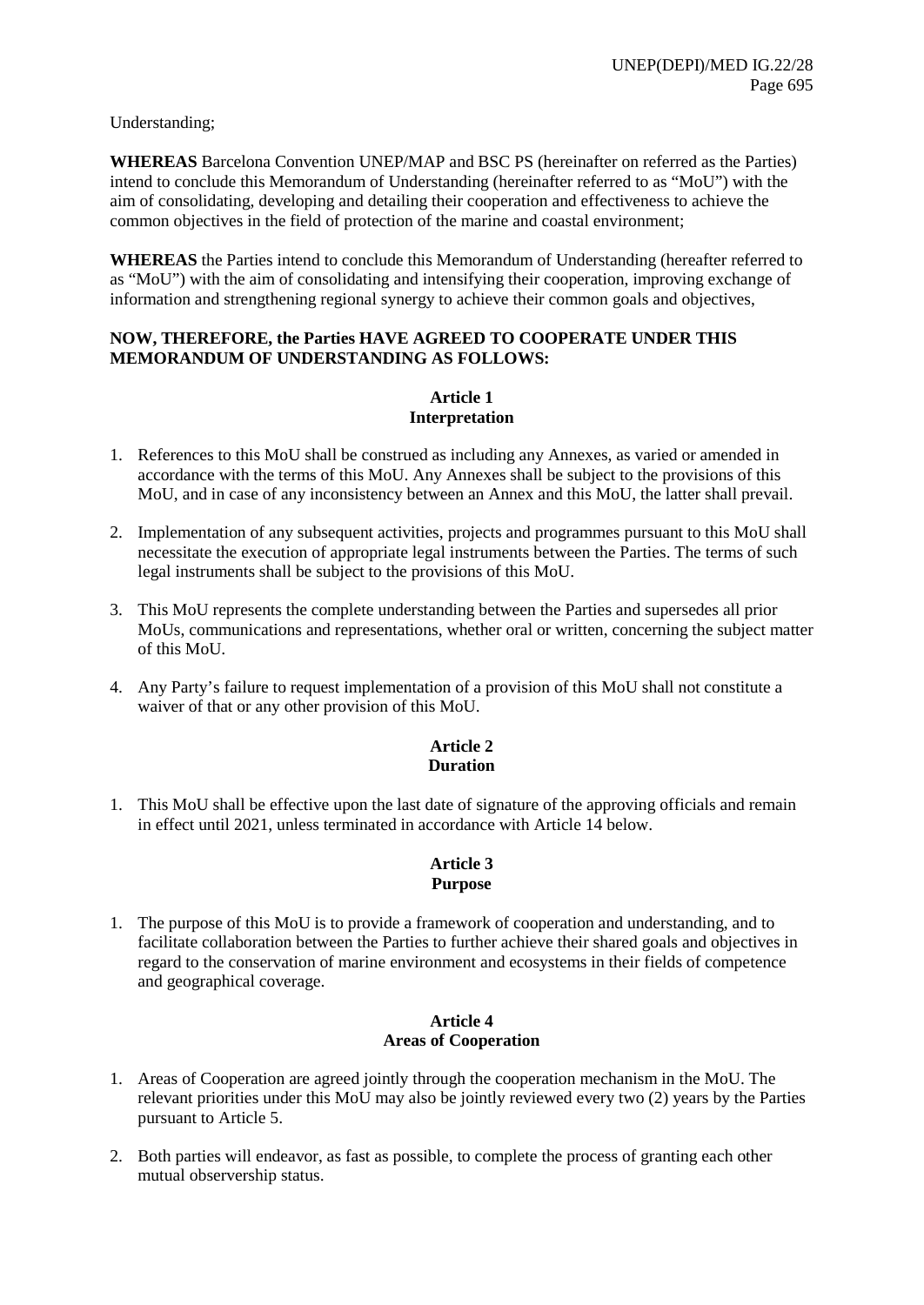Understanding;

**WHEREAS** Barcelona Convention UNEP/MAP and BSC PS (hereinafter on referred as the Parties) intend to conclude this Memorandum of Understanding (hereinafter referred to as "MoU") with the aim of consolidating, developing and detailing their cooperation and effectiveness to achieve the common objectives in the field of protection of the marine and coastal environment;

**WHEREAS** the Parties intend to conclude this Memorandum of Understanding (hereafter referred to as "MoU") with the aim of consolidating and intensifying their cooperation, improving exchange of information and strengthening regional synergy to achieve their common goals and objectives,

**NOW, THEREFORE, the Parties HAVE AGREED TO COOPERATE UNDER THIS MEMORANDUM OF UNDERSTANDING AS FOLLOWS:**

### Article 1
### Interpretation

1. References to this MoU shall be construed as including any Annexes, as varied or amended in accordance with the terms of this MoU. Any Annexes shall be subject to the provisions of this MoU, and in case of any inconsistency between an Annex and this MoU, the latter shall prevail.
2. Implementation of any subsequent activities, projects and programmes pursuant to this MoU shall necessitate the execution of appropriate legal instruments between the Parties. The terms of such legal instruments shall be subject to the provisions of this MoU.
3. This MoU represents the complete understanding between the Parties and supersedes all prior MoUs, communications and representations, whether oral or written, concerning the subject matter of this MoU.
4. Any Party's failure to request implementation of a provision of this MoU shall not constitute a waiver of that or any other provision of this MoU.

### Article 2
### Duration

1. This MoU shall be effective upon the last date of signature of the approving officials and remain in effect until 2021, unless terminated in accordance with Article 14 below.

### Article 3
### Purpose

1. The purpose of this MoU is to provide a framework of cooperation and understanding, and to facilitate collaboration between the Parties to further achieve their shared goals and objectives in regard to the conservation of marine environment and ecosystems in their fields of competence and geographical coverage.

### Article 4
### Areas of Cooperation

1. Areas of Cooperation are agreed jointly through the cooperation mechanism in the MoU. The relevant priorities under this MoU may also be jointly reviewed every two (2) years by the Parties pursuant to Article 5.
2. Both parties will endeavor, as fast as possible, to complete the process of granting each other mutual observership status.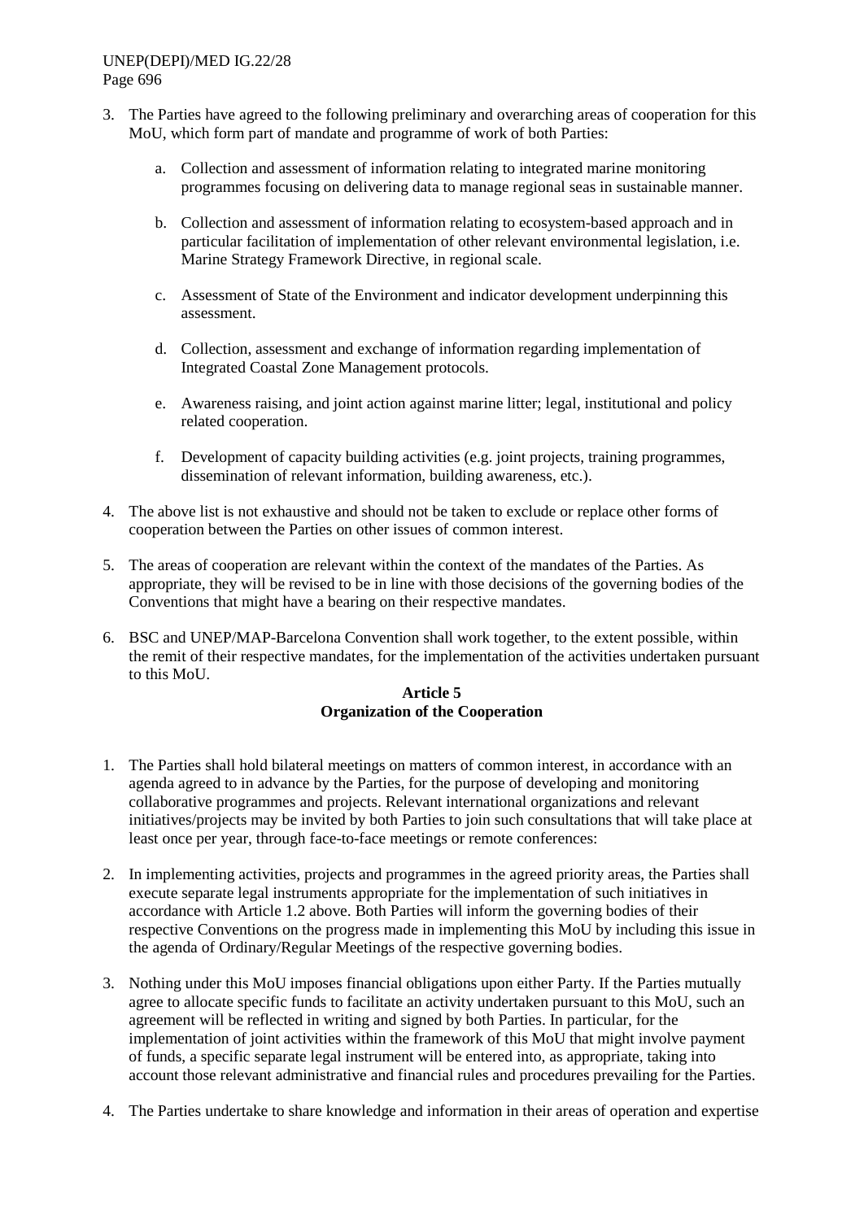3. The Parties have agreed to the following preliminary and overarching areas of cooperation for this MoU, which form part of mandate and programme of work of both Parties:

    a. Collection and assessment of information relating to integrated marine monitoring programmes focusing on delivering data to manage regional seas in sustainable manner.

    b. Collection and assessment of information relating to ecosystem-based approach and in particular facilitation of implementation of other relevant environmental legislation, i.e. Marine Strategy Framework Directive, in regional scale.

    c. Assessment of State of the Environment and indicator development underpinning this assessment.

    d. Collection, assessment and exchange of information regarding implementation of Integrated Coastal Zone Management protocols.

    e. Awareness raising, and joint action against marine litter; legal, institutional and policy related cooperation.

    f. Development of capacity building activities (e.g. joint projects, training programmes, dissemination of relevant information, building awareness, etc.).

4. The above list is not exhaustive and should not be taken to exclude or replace other forms of cooperation between the Parties on other issues of common interest.

5. The areas of cooperation are relevant within the context of the mandates of the Parties. As appropriate, they will be revised to be in line with those decisions of the governing bodies of the Conventions that might have a bearing on their respective mandates.

6. BSC and UNEP/MAP-Barcelona Convention shall work together, to the extent possible, within the remit of their respective mandates, for the implementation of the activities undertaken pursuant to this MoU.

**Article 5**
**Organization of the Cooperation**

1. The Parties shall hold bilateral meetings on matters of common interest, in accordance with an agenda agreed to in advance by the Parties, for the purpose of developing and monitoring collaborative programmes and projects. Relevant international organizations and relevant initiatives/projects may be invited by both Parties to join such consultations that will take place at least once per year, through face-to-face meetings or remote conferences:

2. In implementing activities, projects and programmes in the agreed priority areas, the Parties shall execute separate legal instruments appropriate for the implementation of such initiatives in accordance with Article 1.2 above. Both Parties will inform the governing bodies of their respective Conventions on the progress made in implementing this MoU by including this issue in the agenda of Ordinary/Regular Meetings of the respective governing bodies.

3. Nothing under this MoU imposes financial obligations upon either Party. If the Parties mutually agree to allocate specific funds to facilitate an activity undertaken pursuant to this MoU, such an agreement will be reflected in writing and signed by both Parties. In particular, for the implementation of joint activities within the framework of this MoU that might involve payment of funds, a specific separate legal instrument will be entered into, as appropriate, taking into account those relevant administrative and financial rules and procedures prevailing for the Parties.

4. The Parties undertake to share knowledge and information in their areas of operation and expertise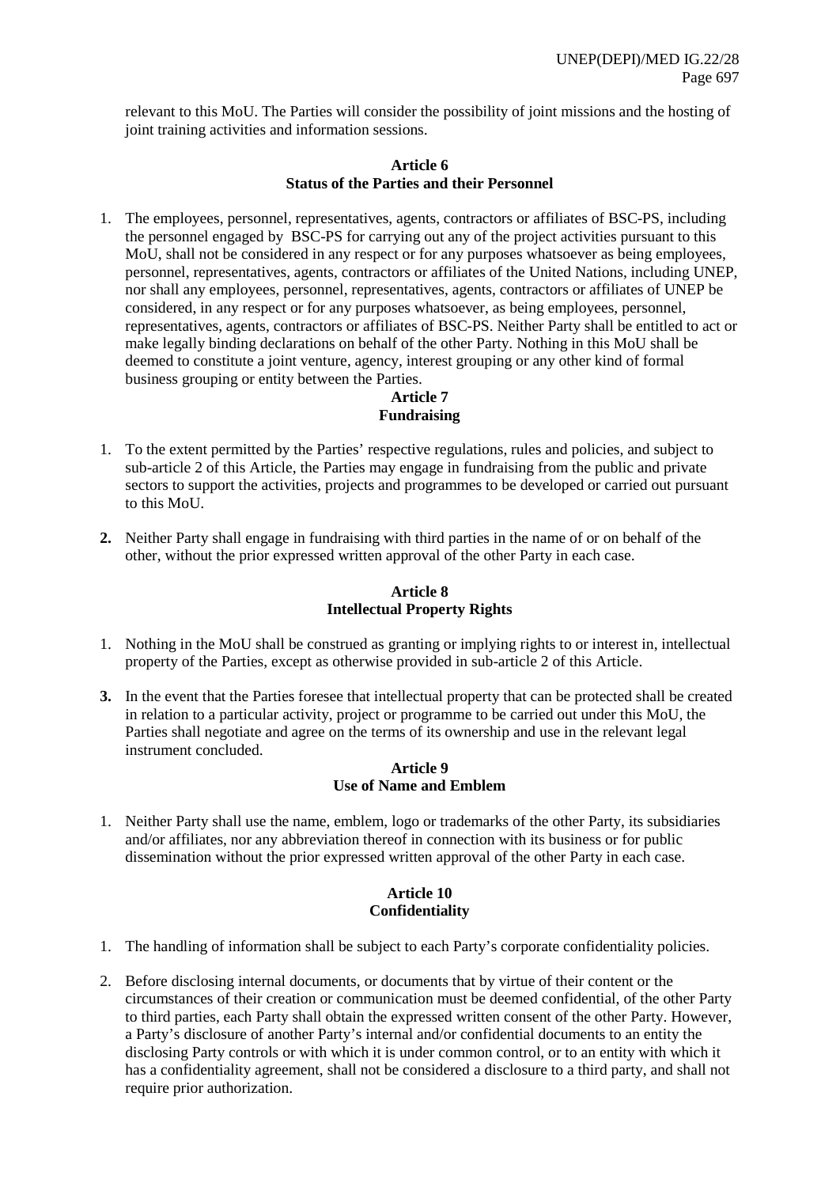relevant to this MoU. The Parties will consider the possibility of joint missions and the hosting of joint training activities and information sessions.

**Article 6**
**Status of the Parties and their Personnel**

1. The employees, personnel, representatives, agents, contractors or affiliates of BSC-PS, including the personnel engaged by BSC-PS for carrying out any of the project activities pursuant to this MoU, shall not be considered in any respect or for any purposes whatsoever as being employees, personnel, representatives, agents, contractors or affiliates of the United Nations, including UNEP, nor shall any employees, personnel, representatives, agents, contractors or affiliates of UNEP be considered, in any respect or for any purposes whatsoever, as being employees, personnel, representatives, agents, contractors or affiliates of BSC-PS. Neither Party shall be entitled to act or make legally binding declarations on behalf of the other Party. Nothing in this MoU shall be deemed to constitute a joint venture, agency, interest grouping or any other kind of formal business grouping or entity between the Parties.

**Article 7**
**Fundraising**

1. To the extent permitted by the Parties' respective regulations, rules and policies, and subject to sub-article 2 of this Article, the Parties may engage in fundraising from the public and private sectors to support the activities, projects and programmes to be developed or carried out pursuant to this MoU.

**2.** Neither Party shall engage in fundraising with third parties in the name of or on behalf of the other, without the prior expressed written approval of the other Party in each case.

**Article 8**
**Intellectual Property Rights**

1. Nothing in the MoU shall be construed as granting or implying rights to or interest in, intellectual property of the Parties, except as otherwise provided in sub-article 2 of this Article.

**3.** In the event that the Parties foresee that intellectual property that can be protected shall be created in relation to a particular activity, project or programme to be carried out under this MoU, the Parties shall negotiate and agree on the terms of its ownership and use in the relevant legal instrument concluded.

**Article 9**
**Use of Name and Emblem**

1. Neither Party shall use the name, emblem, logo or trademarks of the other Party, its subsidiaries and/or affiliates, nor any abbreviation thereof in connection with its business or for public dissemination without the prior expressed written approval of the other Party in each case.

**Article 10**
**Confidentiality**

1. The handling of information shall be subject to each Party's corporate confidentiality policies.

2. Before disclosing internal documents, or documents that by virtue of their content or the circumstances of their creation or communication must be deemed confidential, of the other Party to third parties, each Party shall obtain the expressed written consent of the other Party. However, a Party's disclosure of another Party's internal and/or confidential documents to an entity the disclosing Party controls or with which it is under common control, or to an entity with which it has a confidentiality agreement, shall not be considered a disclosure to a third party, and shall not require prior authorization.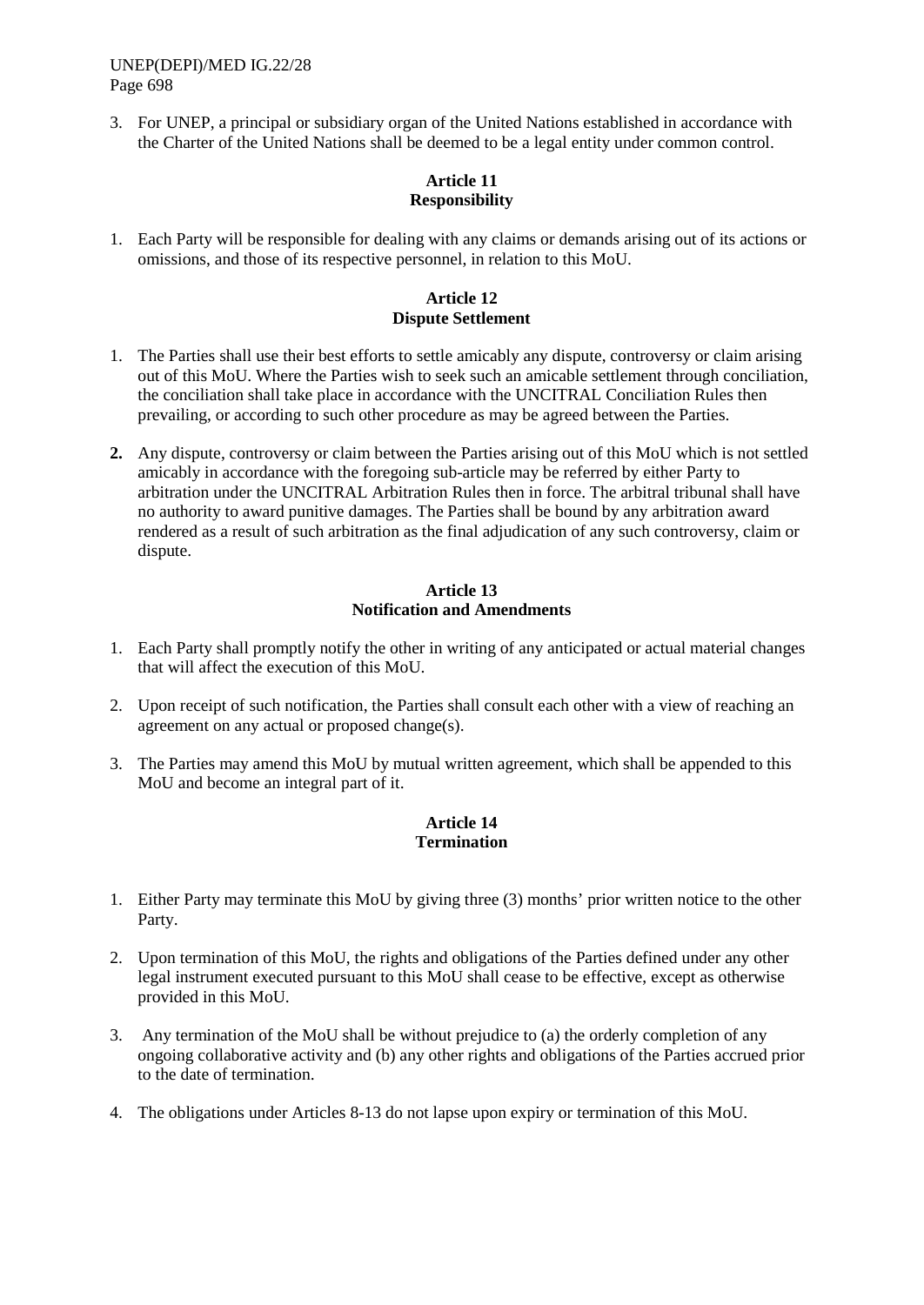3. For UNEP, a principal or subsidiary organ of the United Nations established in accordance with the Charter of the United Nations shall be deemed to be a legal entity under common control.

**Article 11**
**Responsibility**

1. Each Party will be responsible for dealing with any claims or demands arising out of its actions or omissions, and those of its respective personnel, in relation to this MoU.

**Article 12**
**Dispute Settlement**

1. The Parties shall use their best efforts to settle amicably any dispute, controversy or claim arising out of this MoU. Where the Parties wish to seek such an amicable settlement through conciliation, the conciliation shall take place in accordance with the UNCITRAL Conciliation Rules then prevailing, or according to such other procedure as may be agreed between the Parties.

2. Any dispute, controversy or claim between the Parties arising out of this MoU which is not settled amicably in accordance with the foregoing sub-article may be referred by either Party to arbitration under the UNCITRAL Arbitration Rules then in force. The arbitral tribunal shall have no authority to award punitive damages. The Parties shall be bound by any arbitration award rendered as a result of such arbitration as the final adjudication of any such controversy, claim or dispute.

**Article 13**
**Notification and Amendments**

1. Each Party shall promptly notify the other in writing of any anticipated or actual material changes that will affect the execution of this MoU.

2. Upon receipt of such notification, the Parties shall consult each other with a view of reaching an agreement on any actual or proposed change(s).

3. The Parties may amend this MoU by mutual written agreement, which shall be appended to this MoU and become an integral part of it.

**Article 14**
**Termination**

1. Either Party may terminate this MoU by giving three (3) months' prior written notice to the other Party.

2. Upon termination of this MoU, the rights and obligations of the Parties defined under any other legal instrument executed pursuant to this MoU shall cease to be effective, except as otherwise provided in this MoU.

3. Any termination of the MoU shall be without prejudice to (a) the orderly completion of any ongoing collaborative activity and (b) any other rights and obligations of the Parties accrued prior to the date of termination.

4. The obligations under Articles 8-13 do not lapse upon expiry or termination of this MoU.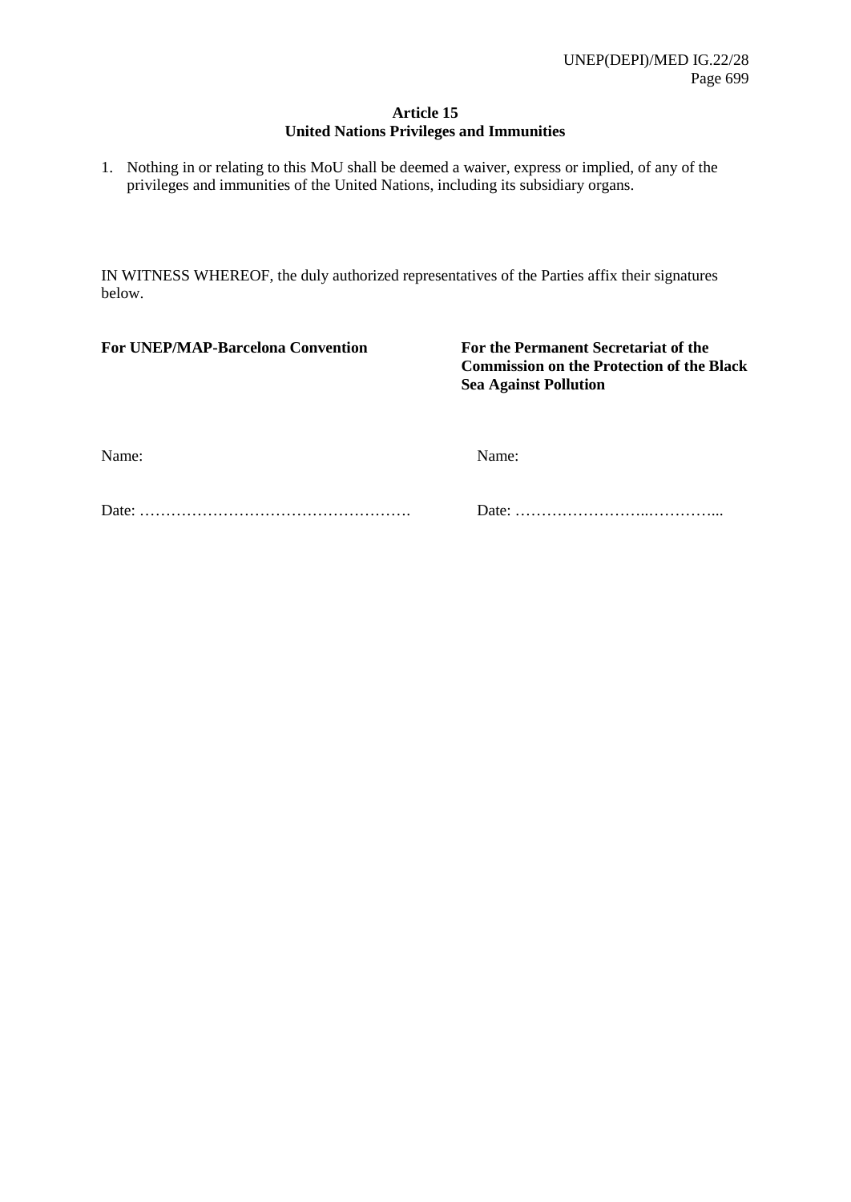### Article 15
### United Nations Privileges and Immunities

1. Nothing in or relating to this MoU shall be deemed a waiver, express or implied, of any of the privileges and immunities of the United Nations, including its subsidiary organs.

IN WITNESS WHEREOF, the duly authorized representatives of the Parties affix their signatures below.

| | |
|---|---|
| **For UNEP/MAP-Barcelona Convention** | **For the Permanent Secretariat of the Commission on the Protection of the Black Sea Against Pollution** |
| Name: | Name: |
| Date: ……………………………………………. | Date: …………………….………….... |